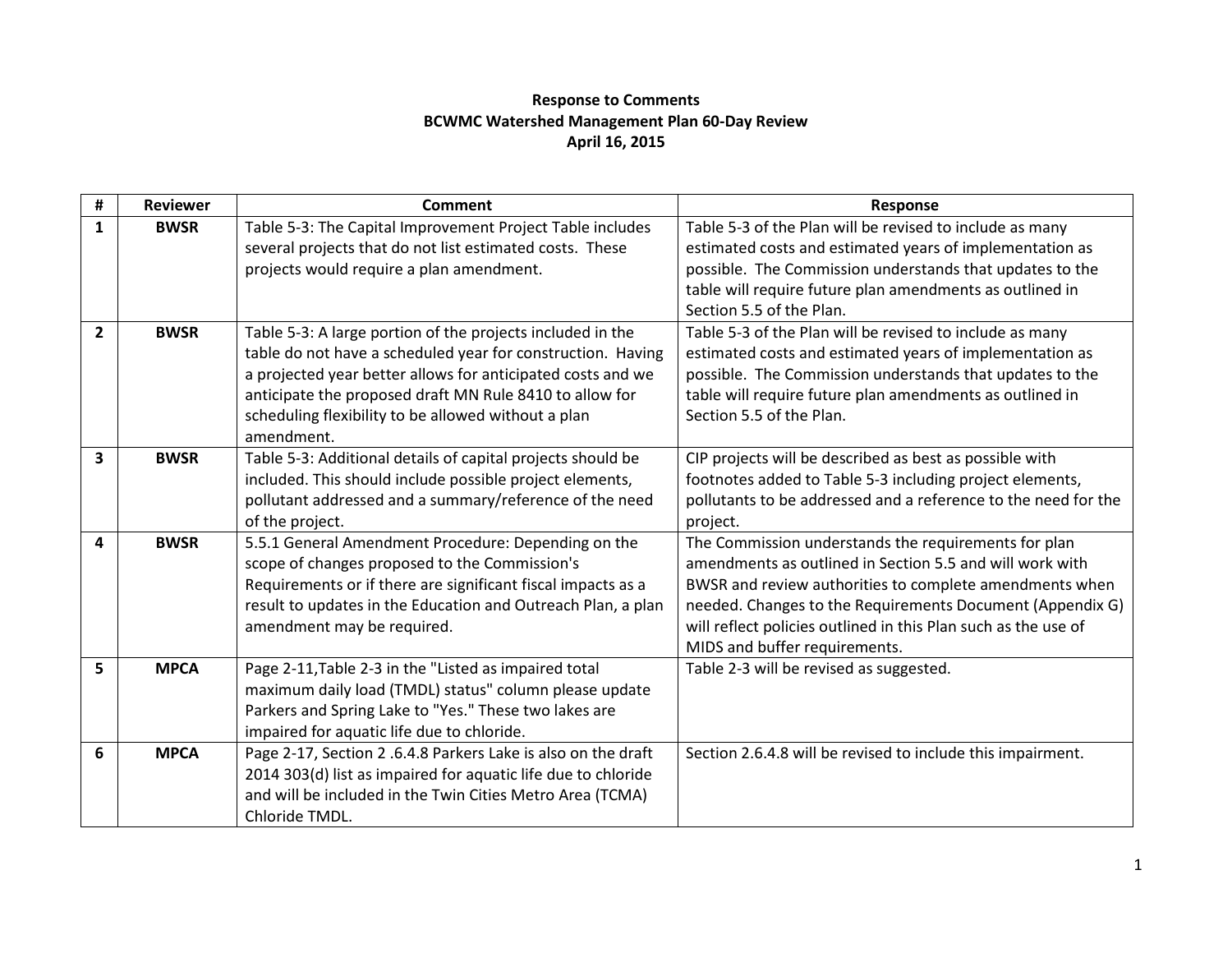**Response to Comments**
**BCWMC Watershed Management Plan 60-Day Review**
**April 16, 2015**

| # | Reviewer | Comment | Response |
|---|---|---|---|
| **1** | **BWSR** | Table 5-3: The Capital Improvement Project Table includes several projects that do not list estimated costs. These projects would require a plan amendment. | Table 5-3 of the Plan will be revised to include as many estimated costs and estimated years of implementation as possible. The Commission understands that updates to the table will require future plan amendments as outlined in Section 5.5 of the Plan. |
| **2** | **BWSR** | Table 5-3: A large portion of the projects included in the table do not have a scheduled year for construction. Having a projected year better allows for anticipated costs and we anticipate the proposed draft MN Rule 8410 to allow for scheduling flexibility to be allowed without a plan amendment. | Table 5-3 of the Plan will be revised to include as many estimated costs and estimated years of implementation as possible. The Commission understands that updates to the table will require future plan amendments as outlined in Section 5.5 of the Plan. |
| **3** | **BWSR** | Table 5-3: Additional details of capital projects should be included. This should include possible project elements, pollutant addressed and a summary/reference of the need of the project. | CIP projects will be described as best as possible with footnotes added to Table 5-3 including project elements, pollutants to be addressed and a reference to the need for the project. |
| **4** | **BWSR** | 5.5.1 General Amendment Procedure: Depending on the scope of changes proposed to the Commission's Requirements or if there are significant fiscal impacts as a result to updates in the Education and Outreach Plan, a plan amendment may be required. | The Commission understands the requirements for plan amendments as outlined in Section 5.5 and will work with BWSR and review authorities to complete amendments when needed. Changes to the Requirements Document (Appendix G) will reflect policies outlined in this Plan such as the use of MIDS and buffer requirements. |
| **5** | **MPCA** | Page 2-11,Table 2-3 in the "Listed as impaired total maximum daily load (TMDL) status" column please update Parkers and Spring Lake to "Yes." These two lakes are impaired for aquatic life due to chloride. | Table 2-3 will be revised as suggested. |
| **6** | **MPCA** | Page 2-17, Section 2 .6.4.8 Parkers Lake is also on the draft 2014 303(d) list as impaired for aquatic life due to chloride and will be included in the Twin Cities Metro Area (TCMA) Chloride TMDL. | Section 2.6.4.8 will be revised to include this impairment. |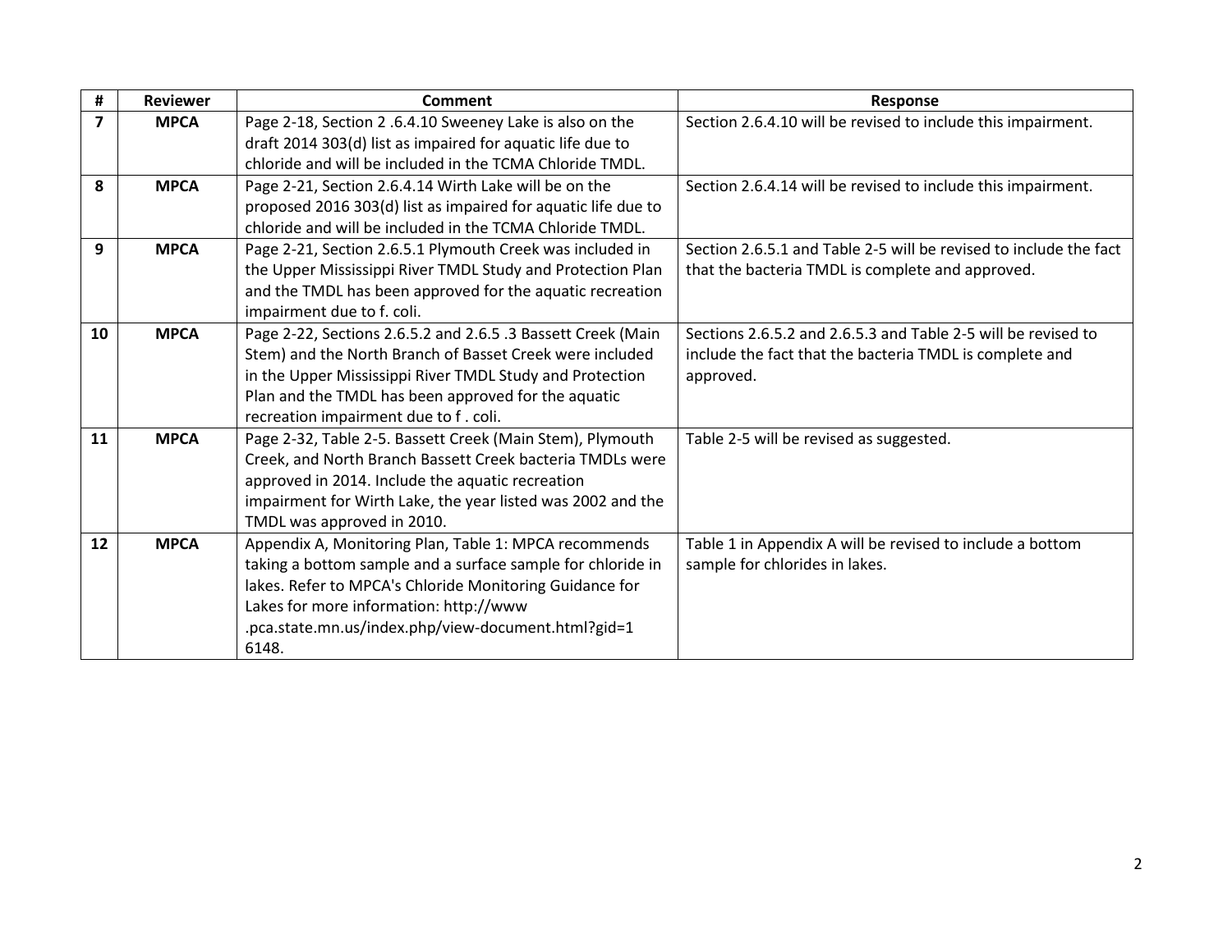| # | Reviewer | Comment | Response |
|---|---|---|---|
| **7** | **MPCA** | Page 2-18, Section 2 .6.4.10 Sweeney Lake is also on the draft 2014 303(d) list as impaired for aquatic life due to chloride and will be included in the TCMA Chloride TMDL. | Section 2.6.4.10 will be revised to include this impairment. |
| **8** | **MPCA** | Page 2-21, Section 2.6.4.14 Wirth Lake will be on the proposed 2016 303(d) list as impaired for aquatic life due to chloride and will be included in the TCMA Chloride TMDL. | Section 2.6.4.14 will be revised to include this impairment. |
| **9** | **MPCA** | Page 2-21, Section 2.6.5.1 Plymouth Creek was included in the Upper Mississippi River TMDL Study and Protection Plan and the TMDL has been approved for the aquatic recreation impairment due to f. coli. | Section 2.6.5.1 and Table 2-5 will be revised to include the fact that the bacteria TMDL is complete and approved. |
| **10** | **MPCA** | Page 2-22, Sections 2.6.5.2 and 2.6.5 .3 Bassett Creek (Main Stem) and the North Branch of Basset Creek were included in the Upper Mississippi River TMDL Study and Protection Plan and the TMDL has been approved for the aquatic recreation impairment due to f . coli. | Sections 2.6.5.2 and 2.6.5.3 and Table 2-5 will be revised to include the fact that the bacteria TMDL is complete and approved. |
| **11** | **MPCA** | Page 2-32, Table 2-5. Bassett Creek (Main Stem), Plymouth Creek, and North Branch Bassett Creek bacteria TMDLs were approved in 2014. Include the aquatic recreation impairment for Wirth Lake, the year listed was 2002 and the TMDL was approved in 2010. | Table 2-5 will be revised as suggested. |
| **12** | **MPCA** | Appendix A, Monitoring Plan, Table 1: MPCA recommends taking a bottom sample and a surface sample for chloride in lakes. Refer to MPCA's Chloride Monitoring Guidance for Lakes for more information: http://www .pca.state.mn.us/index.php/view-document.html?gid=1 6148. | Table 1 in Appendix A will be revised to include a bottom sample for chlorides in lakes. |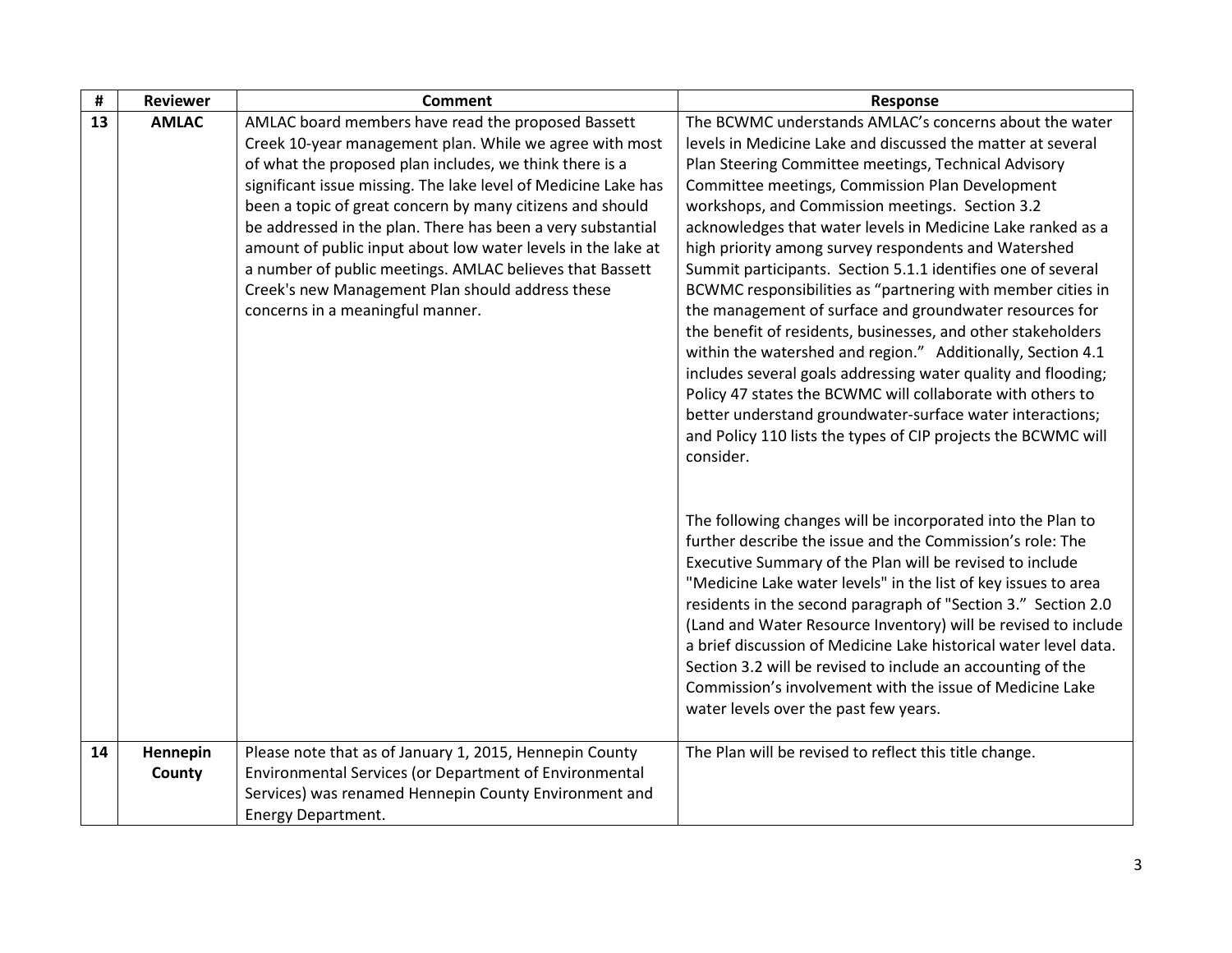| # | Reviewer | Comment | Response |
|---|---|---|---|
| **13** | **AMLAC** | AMLAC board members have read the proposed Bassett Creek 10-year management plan. While we agree with most of what the proposed plan includes, we think there is a significant issue missing. The lake level of Medicine Lake has been a topic of great concern by many citizens and should be addressed in the plan. There has been a very substantial amount of public input about low water levels in the lake at a number of public meetings. AMLAC believes that Bassett Creek's new Management Plan should address these concerns in a meaningful manner. | The BCWMC understands AMLAC's concerns about the water levels in Medicine Lake and discussed the matter at several Plan Steering Committee meetings, Technical Advisory Committee meetings, Commission Plan Development workshops, and Commission meetings. Section 3.2 acknowledges that water levels in Medicine Lake ranked as a high priority among survey respondents and Watershed Summit participants. Section 5.1.1 identifies one of several BCWMC responsibilities as "partnering with member cities in the management of surface and groundwater resources for the benefit of residents, businesses, and other stakeholders within the watershed and region." Additionally, Section 4.1 includes several goals addressing water quality and flooding; Policy 47 states the BCWMC will collaborate with others to better understand groundwater-surface water interactions; and Policy 110 lists the types of CIP projects the BCWMC will consider.<br><br>The following changes will be incorporated into the Plan to further describe the issue and the Commission's role: The Executive Summary of the Plan will be revised to include "Medicine Lake water levels" in the list of key issues to area residents in the second paragraph of "Section 3." Section 2.0 (Land and Water Resource Inventory) will be revised to include a brief discussion of Medicine Lake historical water level data. Section 3.2 will be revised to include an accounting of the Commission's involvement with the issue of Medicine Lake water levels over the past few years. |
| **14** | **Hennepin County** | Please note that as of January 1, 2015, Hennepin County Environmental Services (or Department of Environmental Services) was renamed Hennepin County Environment and Energy Department. | The Plan will be revised to reflect this title change. |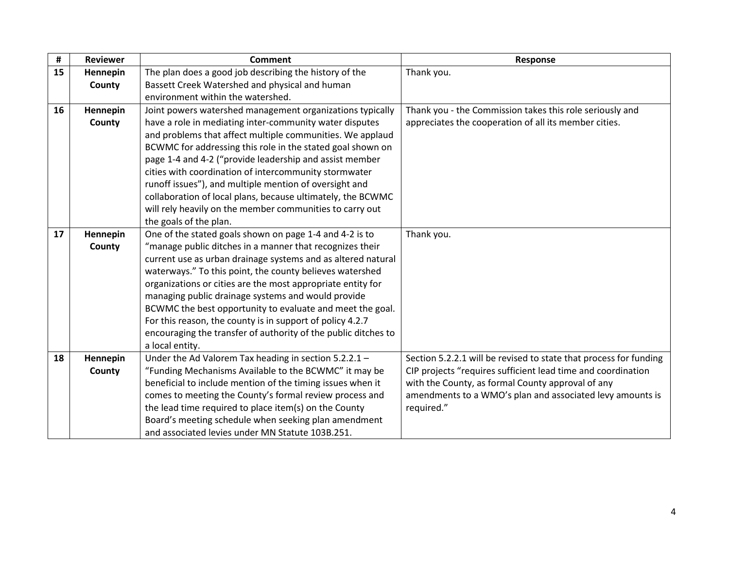| # | Reviewer | Comment | Response |
|---|---|---|---|
| **15** | **Hennepin County** | The plan does a good job describing the history of the Bassett Creek Watershed and physical and human environment within the watershed. | Thank you. |
| **16** | **Hennepin County** | Joint powers watershed management organizations typically have a role in mediating inter-community water disputes and problems that affect multiple communities. We applaud BCWMC for addressing this role in the stated goal shown on page 1-4 and 4-2 ("provide leadership and assist member cities with coordination of intercommunity stormwater runoff issues"), and multiple mention of oversight and collaboration of local plans, because ultimately, the BCWMC will rely heavily on the member communities to carry out the goals of the plan. | Thank you - the Commission takes this role seriously and appreciates the cooperation of all its member cities. |
| **17** | **Hennepin County** | One of the stated goals shown on page 1-4 and 4-2 is to "manage public ditches in a manner that recognizes their current use as urban drainage systems and as altered natural waterways." To this point, the county believes watershed organizations or cities are the most appropriate entity for managing public drainage systems and would provide BCWMC the best opportunity to evaluate and meet the goal. For this reason, the county is in support of policy 4.2.7 encouraging the transfer of authority of the public ditches to a local entity. | Thank you. |
| **18** | **Hennepin County** | Under the Ad Valorem Tax heading in section 5.2.2.1 – "Funding Mechanisms Available to the BCWMC" it may be beneficial to include mention of the timing issues when it comes to meeting the County's formal review process and the lead time required to place item(s) on the County Board's meeting schedule when seeking plan amendment and associated levies under MN Statute 103B.251. | Section 5.2.2.1 will be revised to state that process for funding CIP projects "requires sufficient lead time and coordination with the County, as formal County approval of any amendments to a WMO's plan and associated levy amounts is required." |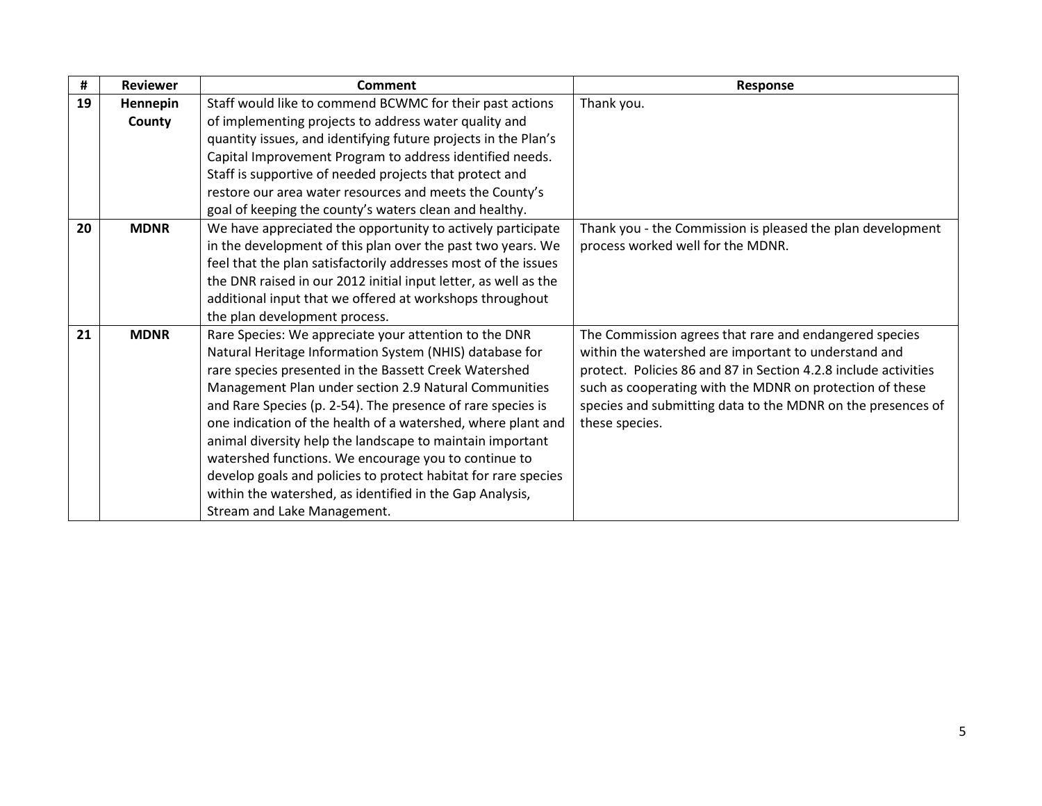| # | Reviewer | Comment | Response |
|---|---|---|---|
| **19** | **Hennepin County** | Staff would like to commend BCWMC for their past actions of implementing projects to address water quality and quantity issues, and identifying future projects in the Plan's Capital Improvement Program to address identified needs. Staff is supportive of needed projects that protect and restore our area water resources and meets the County's goal of keeping the county's waters clean and healthy. | Thank you. |
| **20** | **MDNR** | We have appreciated the opportunity to actively participate in the development of this plan over the past two years. We feel that the plan satisfactorily addresses most of the issues the DNR raised in our 2012 initial input letter, as well as the additional input that we offered at workshops throughout the plan development process. | Thank you - the Commission is pleased the plan development process worked well for the MDNR. |
| **21** | **MDNR** | Rare Species: We appreciate your attention to the DNR Natural Heritage Information System (NHIS) database for rare species presented in the Bassett Creek Watershed Management Plan under section 2.9 Natural Communities and Rare Species (p. 2-54). The presence of rare species is one indication of the health of a watershed, where plant and animal diversity help the landscape to maintain important watershed functions. We encourage you to continue to develop goals and policies to protect habitat for rare species within the watershed, as identified in the Gap Analysis, Stream and Lake Management. | The Commission agrees that rare and endangered species within the watershed are important to understand and protect. Policies 86 and 87 in Section 4.2.8 include activities such as cooperating with the MDNR on protection of these species and submitting data to the MDNR on the presences of these species. |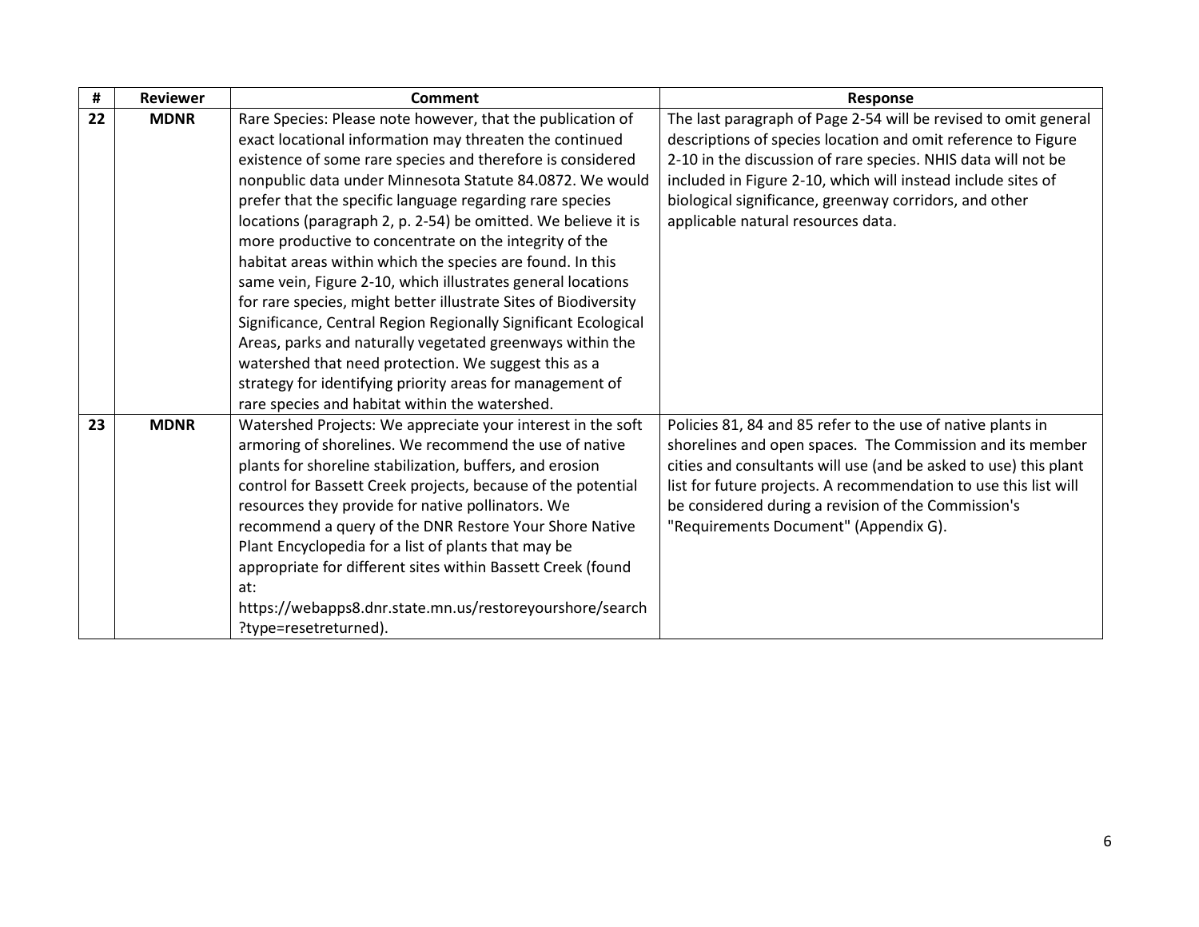| # | Reviewer | Comment | Response |
|---|---|---|---|
| **22** | **MDNR** | Rare Species: Please note however, that the publication of exact locational information may threaten the continued existence of some rare species and therefore is considered nonpublic data under Minnesota Statute 84.0872. We would prefer that the specific language regarding rare species locations (paragraph 2, p. 2-54) be omitted. We believe it is more productive to concentrate on the integrity of the habitat areas within which the species are found. In this same vein, Figure 2-10, which illustrates general locations for rare species, might better illustrate Sites of Biodiversity Significance, Central Region Regionally Significant Ecological Areas, parks and naturally vegetated greenways within the watershed that need protection. We suggest this as a strategy for identifying priority areas for management of rare species and habitat within the watershed. | The last paragraph of Page 2-54 will be revised to omit general descriptions of species location and omit reference to Figure 2-10 in the discussion of rare species. NHIS data will not be included in Figure 2-10, which will instead include sites of biological significance, greenway corridors, and other applicable natural resources data. |
| **23** | **MDNR** | Watershed Projects: We appreciate your interest in the soft armoring of shorelines. We recommend the use of native plants for shoreline stabilization, buffers, and erosion control for Bassett Creek projects, because of the potential resources they provide for native pollinators. We recommend a query of the DNR Restore Your Shore Native Plant Encyclopedia for a list of plants that may be appropriate for different sites within Bassett Creek (found at: https://webapps8.dnr.state.mn.us/restoreyourshore/search?type=resetreturned). | Policies 81, 84 and 85 refer to the use of native plants in shorelines and open spaces. The Commission and its member cities and consultants will use (and be asked to use) this plant list for future projects. A recommendation to use this list will be considered during a revision of the Commission's "Requirements Document" (Appendix G). |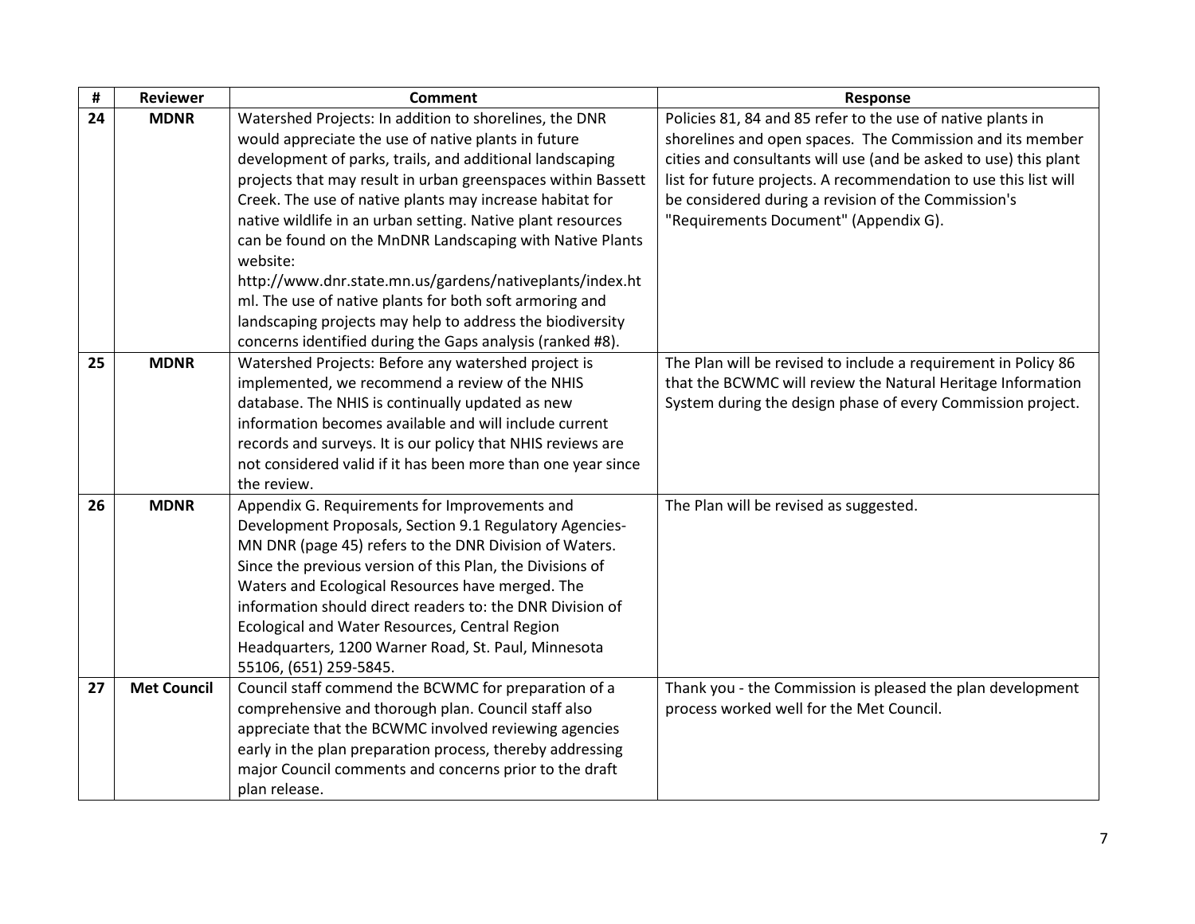| # | Reviewer | Comment | Response |
|---|---|---|---|
| 24 | MDNR | Watershed Projects: In addition to shorelines, the DNR would appreciate the use of native plants in future development of parks, trails, and additional landscaping projects that may result in urban greenspaces within Bassett Creek. The use of native plants may increase habitat for native wildlife in an urban setting. Native plant resources can be found on the MnDNR Landscaping with Native Plants website: http://www.dnr.state.mn.us/gardens/nativeplants/index.html. The use of native plants for both soft armoring and landscaping projects may help to address the biodiversity concerns identified during the Gaps analysis (ranked #8). | Policies 81, 84 and 85 refer to the use of native plants in shorelines and open spaces. The Commission and its member cities and consultants will use (and be asked to use) this plant list for future projects. A recommendation to use this list will be considered during a revision of the Commission's "Requirements Document" (Appendix G). |
| 25 | MDNR | Watershed Projects: Before any watershed project is implemented, we recommend a review of the NHIS database. The NHIS is continually updated as new information becomes available and will include current records and surveys. It is our policy that NHIS reviews are not considered valid if it has been more than one year since the review. | The Plan will be revised to include a requirement in Policy 86 that the BCWMC will review the Natural Heritage Information System during the design phase of every Commission project. |
| 26 | MDNR | Appendix G. Requirements for Improvements and Development Proposals, Section 9.1 Regulatory Agencies-MN DNR (page 45) refers to the DNR Division of Waters. Since the previous version of this Plan, the Divisions of Waters and Ecological Resources have merged. The information should direct readers to: the DNR Division of Ecological and Water Resources, Central Region Headquarters, 1200 Warner Road, St. Paul, Minnesota 55106, (651) 259-5845. | The Plan will be revised as suggested. |
| 27 | Met Council | Council staff commend the BCWMC for preparation of a comprehensive and thorough plan. Council staff also appreciate that the BCWMC involved reviewing agencies early in the plan preparation process, thereby addressing major Council comments and concerns prior to the draft plan release. | Thank you - the Commission is pleased the plan development process worked well for the Met Council. |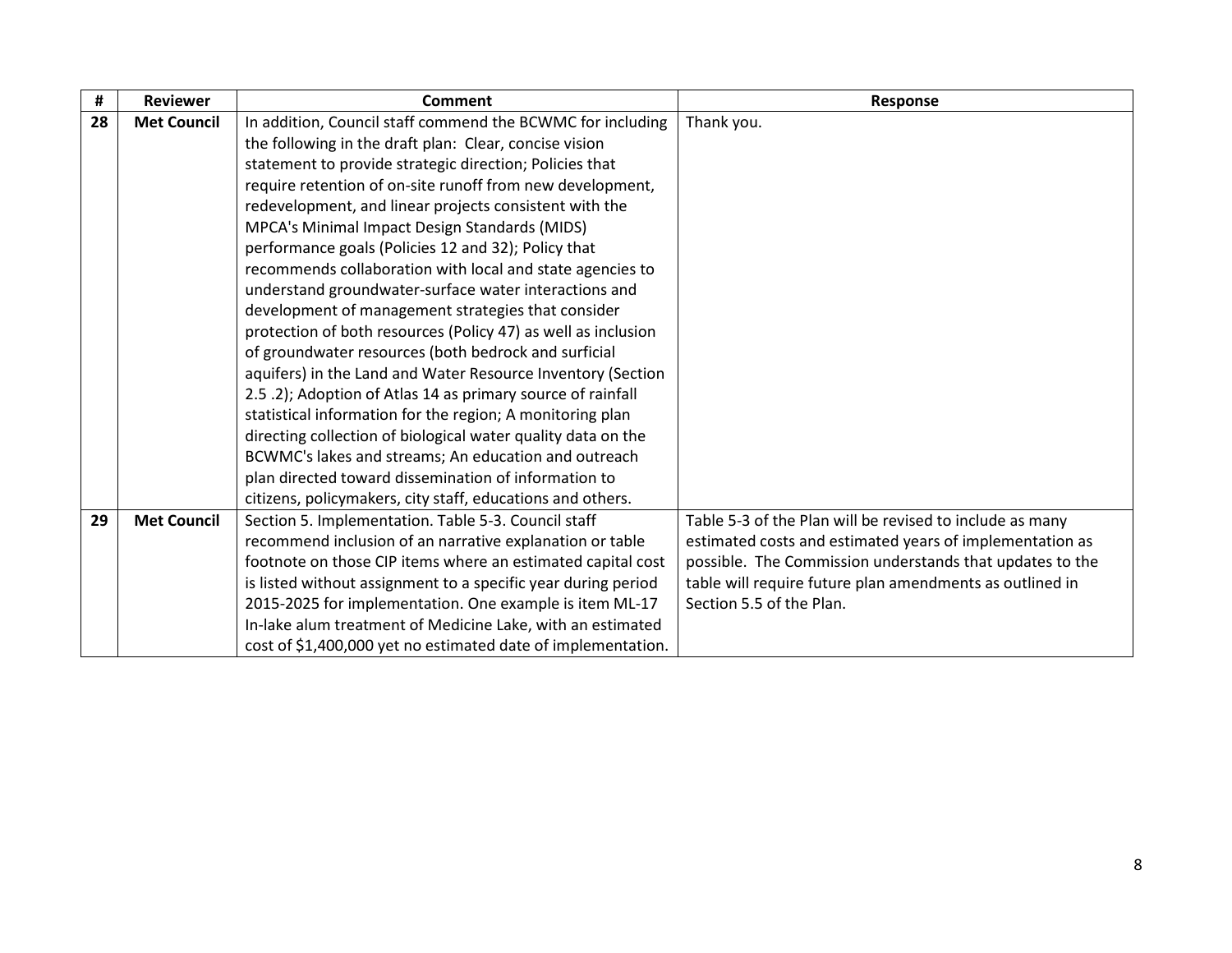| # | Reviewer | Comment | Response |
|---|---|---|---|
| **28** | **Met Council** | In addition, Council staff commend the BCWMC for including the following in the draft plan: Clear, concise vision statement to provide strategic direction; Policies that require retention of on-site runoff from new development, redevelopment, and linear projects consistent with the MPCA's Minimal Impact Design Standards (MIDS) performance goals (Policies 12 and 32); Policy that recommends collaboration with local and state agencies to understand groundwater-surface water interactions and development of management strategies that consider protection of both resources (Policy 47) as well as inclusion of groundwater resources (both bedrock and surficial aquifers) in the Land and Water Resource Inventory (Section 2.5 .2); Adoption of Atlas 14 as primary source of rainfall statistical information for the region; A monitoring plan directing collection of biological water quality data on the BCWMC's lakes and streams; An education and outreach plan directed toward dissemination of information to citizens, policymakers, city staff, educations and others. | Thank you. |
| **29** | **Met Council** | Section 5. Implementation. Table 5-3. Council staff recommend inclusion of an narrative explanation or table footnote on those CIP items where an estimated capital cost is listed without assignment to a specific year during period 2015-2025 for implementation. One example is item ML-17 In-lake alum treatment of Medicine Lake, with an estimated cost of $1,400,000 yet no estimated date of implementation. | Table 5-3 of the Plan will be revised to include as many estimated costs and estimated years of implementation as possible. The Commission understands that updates to the table will require future plan amendments as outlined in Section 5.5 of the Plan. |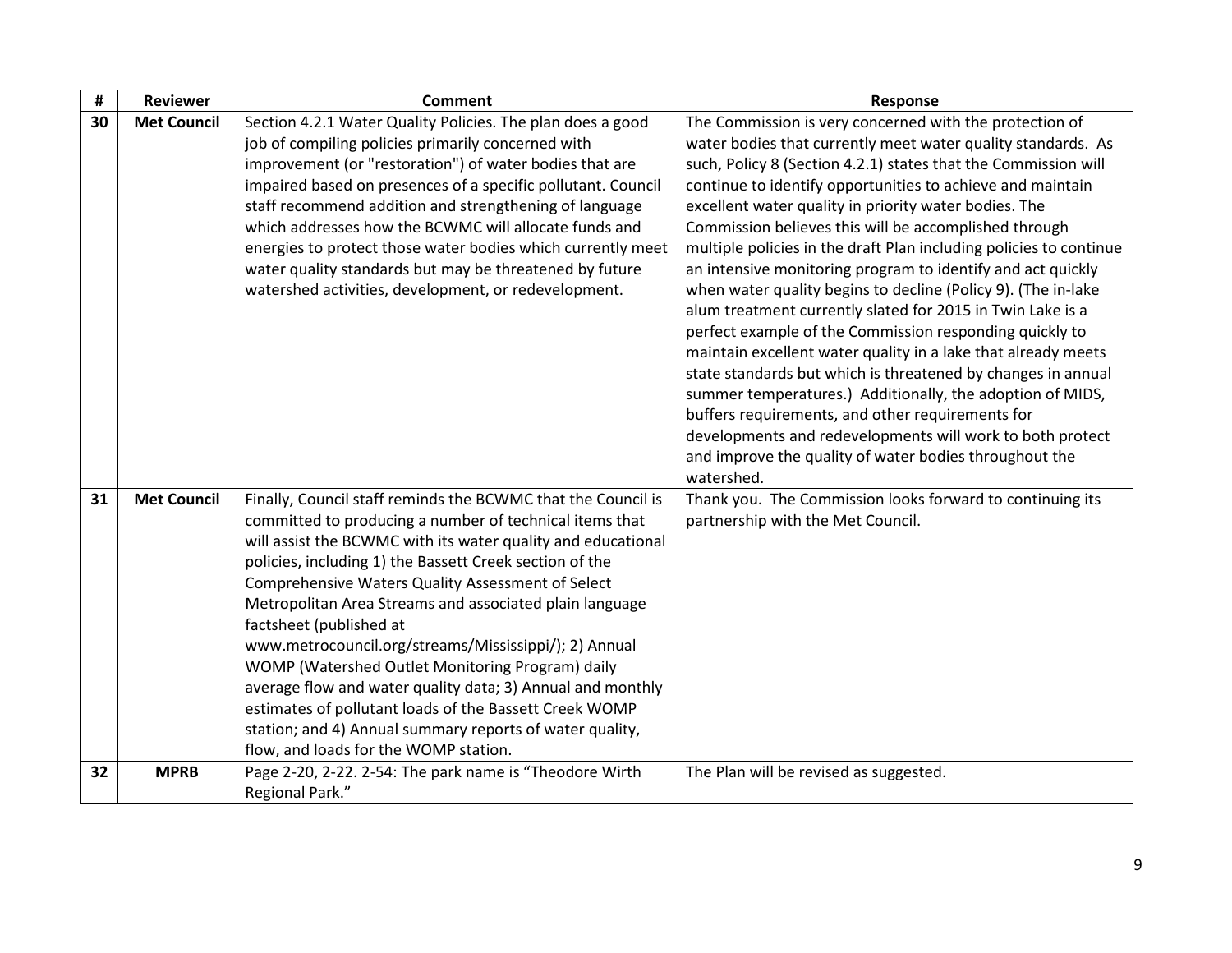| # | Reviewer | Comment | Response |
|---|---|---|---|
| 30 | Met Council | Section 4.2.1 Water Quality Policies. The plan does a good job of compiling policies primarily concerned with improvement (or "restoration") of water bodies that are impaired based on presences of a specific pollutant. Council staff recommend addition and strengthening of language which addresses how the BCWMC will allocate funds and energies to protect those water bodies which currently meet water quality standards but may be threatened by future watershed activities, development, or redevelopment. | The Commission is very concerned with the protection of water bodies that currently meet water quality standards. As such, Policy 8 (Section 4.2.1) states that the Commission will continue to identify opportunities to achieve and maintain excellent water quality in priority water bodies. The Commission believes this will be accomplished through multiple policies in the draft Plan including policies to continue an intensive monitoring program to identify and act quickly when water quality begins to decline (Policy 9). (The in-lake alum treatment currently slated for 2015 in Twin Lake is a perfect example of the Commission responding quickly to maintain excellent water quality in a lake that already meets state standards but which is threatened by changes in annual summer temperatures.) Additionally, the adoption of MIDS, buffers requirements, and other requirements for developments and redevelopments will work to both protect and improve the quality of water bodies throughout the watershed. |
| 31 | Met Council | Finally, Council staff reminds the BCWMC that the Council is committed to producing a number of technical items that will assist the BCWMC with its water quality and educational policies, including 1) the Bassett Creek section of the Comprehensive Waters Quality Assessment of Select Metropolitan Area Streams and associated plain language factsheet (published at www.metrocouncil.org/streams/Mississippi/); 2) Annual WOMP (Watershed Outlet Monitoring Program) daily average flow and water quality data; 3) Annual and monthly estimates of pollutant loads of the Bassett Creek WOMP station; and 4) Annual summary reports of water quality, flow, and loads for the WOMP station. | Thank you. The Commission looks forward to continuing its partnership with the Met Council. |
| 32 | MPRB | Page 2-20, 2-22. 2-54: The park name is "Theodore Wirth Regional Park." | The Plan will be revised as suggested. |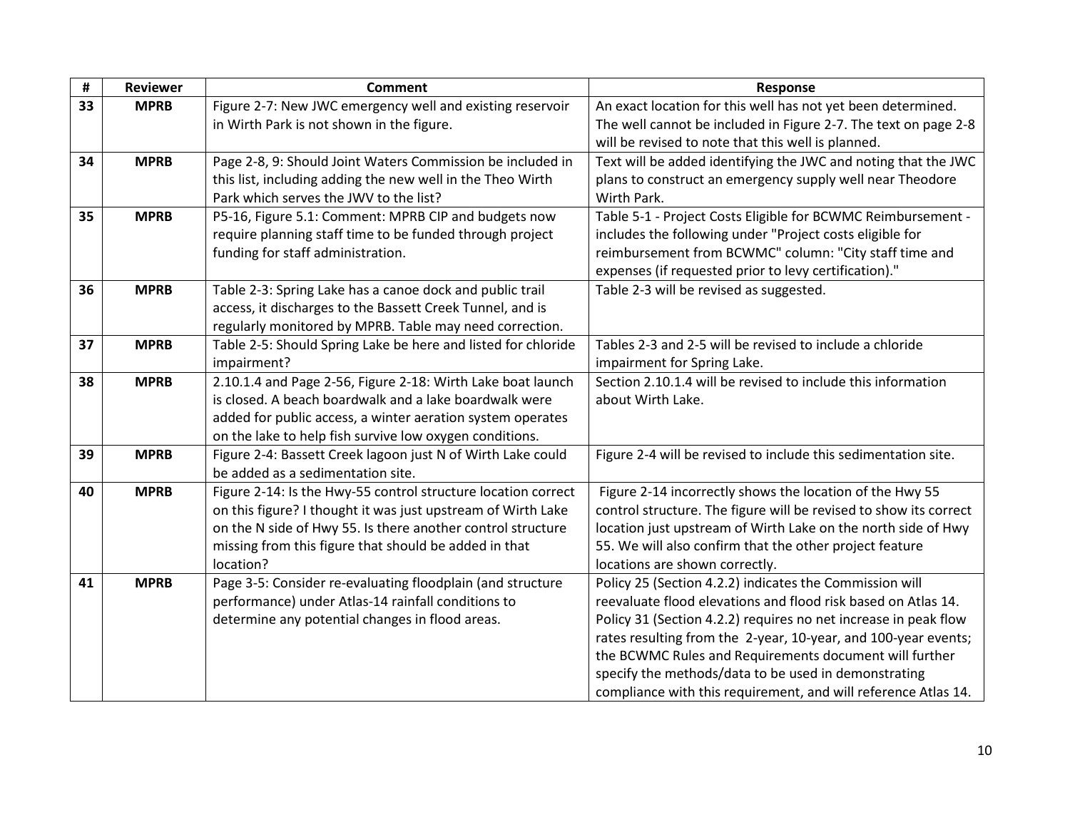| # | Reviewer | Comment | Response |
|---|---|---|---|
| **33** | **MPRB** | Figure 2-7: New JWC emergency well and existing reservoir in Wirth Park is not shown in the figure. | An exact location for this well has not yet been determined. The well cannot be included in Figure 2-7. The text on page 2-8 will be revised to note that this well is planned. |
| **34** | **MPRB** | Page 2-8, 9: Should Joint Waters Commission be included in this list, including adding the new well in the Theo Wirth Park which serves the JWV to the list? | Text will be added identifying the JWC and noting that the JWC plans to construct an emergency supply well near Theodore Wirth Park. |
| **35** | **MPRB** | P5-16, Figure 5.1: Comment: MPRB CIP and budgets now require planning staff time to be funded through project funding for staff administration. | Table 5-1 - Project Costs Eligible for BCWMC Reimbursement - includes the following under "Project costs eligible for reimbursement from BCWMC" column: "City staff time and expenses (if requested prior to levy certification)." |
| **36** | **MPRB** | Table 2-3: Spring Lake has a canoe dock and public trail access, it discharges to the Bassett Creek Tunnel, and is regularly monitored by MPRB. Table may need correction. | Table 2-3 will be revised as suggested. |
| **37** | **MPRB** | Table 2-5: Should Spring Lake be here and listed for chloride impairment? | Tables 2-3 and 2-5 will be revised to include a chloride impairment for Spring Lake. |
| **38** | **MPRB** | 2.10.1.4 and Page 2-56, Figure 2-18: Wirth Lake boat launch is closed. A beach boardwalk and a lake boardwalk were added for public access, a winter aeration system operates on the lake to help fish survive low oxygen conditions. | Section 2.10.1.4 will be revised to include this information about Wirth Lake. |
| **39** | **MPRB** | Figure 2-4: Bassett Creek lagoon just N of Wirth Lake could be added as a sedimentation site. | Figure 2-4 will be revised to include this sedimentation site. |
| **40** | **MPRB** | Figure 2-14: Is the Hwy-55 control structure location correct on this figure? I thought it was just upstream of Wirth Lake on the N side of Hwy 55. Is there another control structure missing from this figure that should be added in that location? | Figure 2-14 incorrectly shows the location of the Hwy 55 control structure. The figure will be revised to show its correct location just upstream of Wirth Lake on the north side of Hwy 55. We will also confirm that the other project feature locations are shown correctly. |
| **41** | **MPRB** | Page 3-5: Consider re-evaluating floodplain (and structure performance) under Atlas-14 rainfall conditions to determine any potential changes in flood areas. | Policy 25 (Section 4.2.2) indicates the Commission will reevaluate flood elevations and flood risk based on Atlas 14. Policy 31 (Section 4.2.2) requires no net increase in peak flow rates resulting from the 2-year, 10-year, and 100-year events; the BCWMC Rules and Requirements document will further specify the methods/data to be used in demonstrating compliance with this requirement, and will reference Atlas 14. |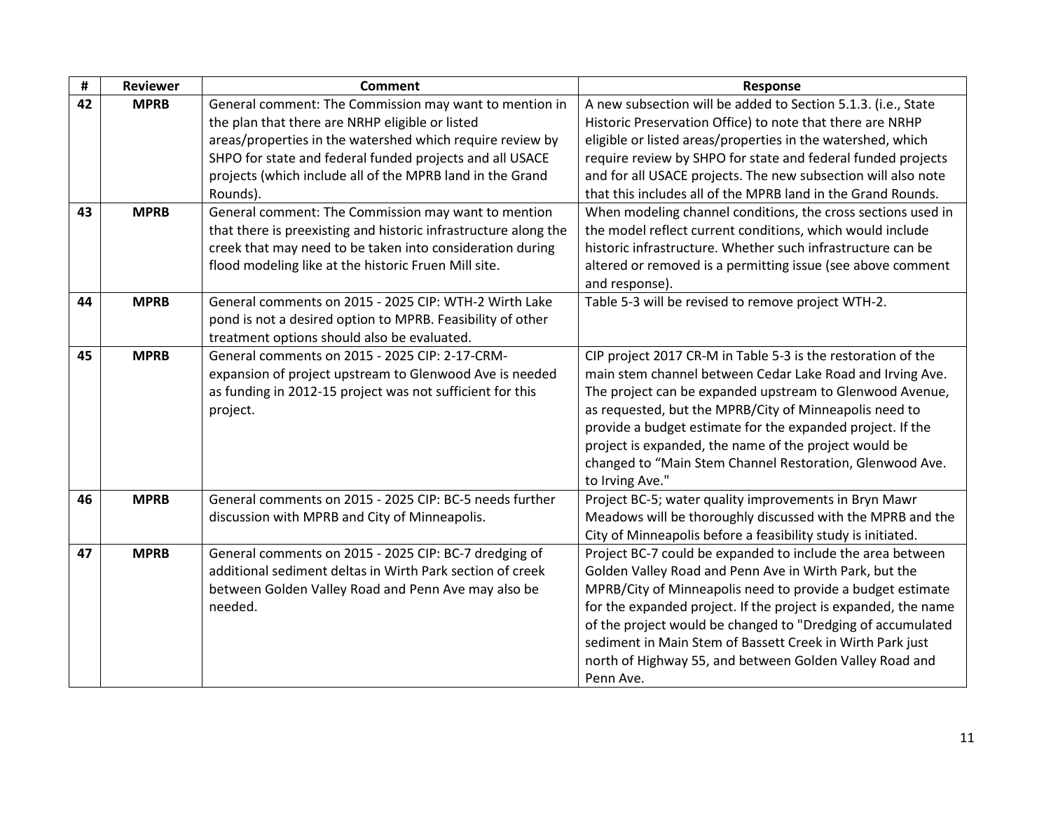| # | Reviewer | Comment | Response |
|---|---|---|---|
| **42** | **MPRB** | General comment: The Commission may want to mention in the plan that there are NRHP eligible or listed areas/properties in the watershed which require review by SHPO for state and federal funded projects and all USACE projects (which include all of the MPRB land in the Grand Rounds). | A new subsection will be added to Section 5.1.3. (i.e., State Historic Preservation Office) to note that there are NRHP eligible or listed areas/properties in the watershed, which require review by SHPO for state and federal funded projects and for all USACE projects. The new subsection will also note that this includes all of the MPRB land in the Grand Rounds. |
| **43** | **MPRB** | General comment: The Commission may want to mention that there is preexisting and historic infrastructure along the creek that may need to be taken into consideration during flood modeling like at the historic Fruen Mill site. | When modeling channel conditions, the cross sections used in the model reflect current conditions, which would include historic infrastructure. Whether such infrastructure can be altered or removed is a permitting issue (see above comment and response). |
| **44** | **MPRB** | General comments on 2015 - 2025 CIP: WTH-2 Wirth Lake pond is not a desired option to MPRB. Feasibility of other treatment options should also be evaluated. | Table 5-3 will be revised to remove project WTH-2. |
| **45** | **MPRB** | General comments on 2015 - 2025 CIP: 2-17-CRM- expansion of project upstream to Glenwood Ave is needed as funding in 2012-15 project was not sufficient for this project. | CIP project 2017 CR-M in Table 5-3 is the restoration of the main stem channel between Cedar Lake Road and Irving Ave. The project can be expanded upstream to Glenwood Avenue, as requested, but the MPRB/City of Minneapolis need to provide a budget estimate for the expanded project. If the project is expanded, the name of the project would be changed to "Main Stem Channel Restoration, Glenwood Ave. to Irving Ave." |
| **46** | **MPRB** | General comments on 2015 - 2025 CIP: BC-5 needs further discussion with MPRB and City of Minneapolis. | Project BC-5; water quality improvements in Bryn Mawr Meadows will be thoroughly discussed with the MPRB and the City of Minneapolis before a feasibility study is initiated. |
| **47** | **MPRB** | General comments on 2015 - 2025 CIP: BC-7 dredging of additional sediment deltas in Wirth Park section of creek between Golden Valley Road and Penn Ave may also be needed. | Project BC-7 could be expanded to include the area between Golden Valley Road and Penn Ave in Wirth Park, but the MPRB/City of Minneapolis need to provide a budget estimate for the expanded project. If the project is expanded, the name of the project would be changed to "Dredging of accumulated sediment in Main Stem of Bassett Creek in Wirth Park just north of Highway 55, and between Golden Valley Road and Penn Ave. |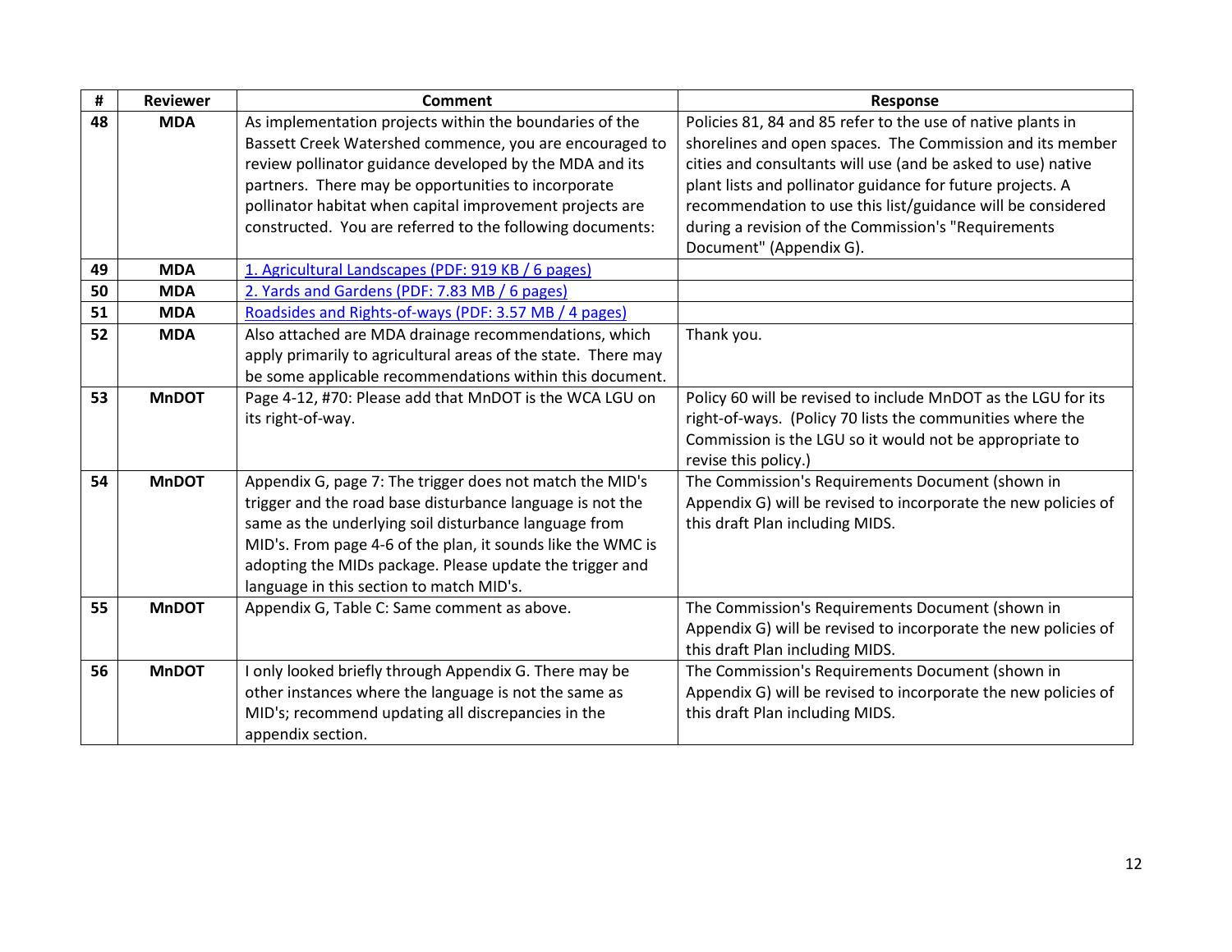| # | Reviewer | Comment | Response |
|---|---|---|---|
| **48** | **MDA** | As implementation projects within the boundaries of the Bassett Creek Watershed commence, you are encouraged to review pollinator guidance developed by the MDA and its partners. There may be opportunities to incorporate pollinator habitat when capital improvement projects are constructed. You are referred to the following documents: | Policies 81, 84 and 85 refer to the use of native plants in shorelines and open spaces. The Commission and its member cities and consultants will use (and be asked to use) native plant lists and pollinator guidance for future projects. A recommendation to use this list/guidance will be considered during a revision of the Commission's "Requirements Document" (Appendix G). |
| **49** | **MDA** | 1. Agricultural Landscapes (PDF: 919 KB / 6 pages) | |
| **50** | **MDA** | 2. Yards and Gardens (PDF: 7.83 MB / 6 pages) | |
| **51** | **MDA** | Roadsides and Rights-of-ways (PDF: 3.57 MB / 4 pages) | |
| **52** | **MDA** | Also attached are MDA drainage recommendations, which apply primarily to agricultural areas of the state. There may be some applicable recommendations within this document. | Thank you. |
| **53** | **MnDOT** | Page 4-12, #70: Please add that MnDOT is the WCA LGU on its right-of-way. | Policy 60 will be revised to include MnDOT as the LGU for its right-of-ways. (Policy 70 lists the communities where the Commission is the LGU so it would not be appropriate to revise this policy.) |
| **54** | **MnDOT** | Appendix G, page 7: The trigger does not match the MID's trigger and the road base disturbance language is not the same as the underlying soil disturbance language from MID's. From page 4-6 of the plan, it sounds like the WMC is adopting the MIDs package. Please update the trigger and language in this section to match MID's. | The Commission's Requirements Document (shown in Appendix G) will be revised to incorporate the new policies of this draft Plan including MIDS. |
| **55** | **MnDOT** | Appendix G, Table C: Same comment as above. | The Commission's Requirements Document (shown in Appendix G) will be revised to incorporate the new policies of this draft Plan including MIDS. |
| **56** | **MnDOT** | I only looked briefly through Appendix G. There may be other instances where the language is not the same as MID's; recommend updating all discrepancies in the appendix section. | The Commission's Requirements Document (shown in Appendix G) will be revised to incorporate the new policies of this draft Plan including MIDS. |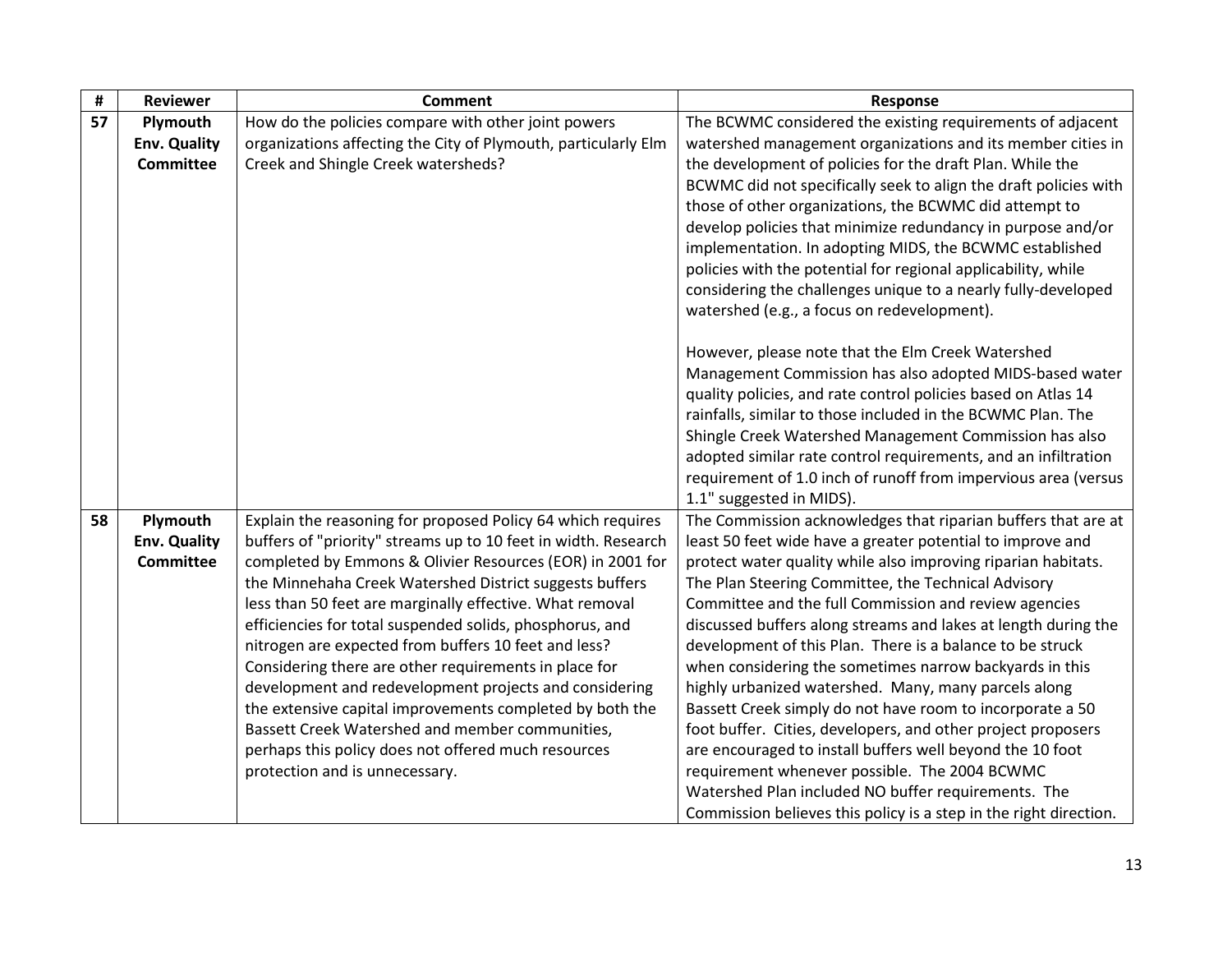| # | Reviewer | Comment | Response |
|---|---|---|---|
| 57 | **Plymouth Env. Quality Committee** | How do the policies compare with other joint powers organizations affecting the City of Plymouth, particularly Elm Creek and Shingle Creek watersheds? | The BCWMC considered the existing requirements of adjacent watershed management organizations and its member cities in the development of policies for the draft Plan. While the BCWMC did not specifically seek to align the draft policies with those of other organizations, the BCWMC did attempt to develop policies that minimize redundancy in purpose and/or implementation. In adopting MIDS, the BCWMC established policies with the potential for regional applicability, while considering the challenges unique to a nearly fully-developed watershed (e.g., a focus on redevelopment).<br><br>However, please note that the Elm Creek Watershed Management Commission has also adopted MIDS-based water quality policies, and rate control policies based on Atlas 14 rainfalls, similar to those included in the BCWMC Plan. The Shingle Creek Watershed Management Commission has also adopted similar rate control requirements, and an infiltration requirement of 1.0 inch of runoff from impervious area (versus 1.1" suggested in MIDS). |
| 58 | **Plymouth Env. Quality Committee** | Explain the reasoning for proposed Policy 64 which requires buffers of "priority" streams up to 10 feet in width. Research completed by Emmons & Olivier Resources (EOR) in 2001 for the Minnehaha Creek Watershed District suggests buffers less than 50 feet are marginally effective. What removal efficiencies for total suspended solids, phosphorus, and nitrogen are expected from buffers 10 feet and less? Considering there are other requirements in place for development and redevelopment projects and considering the extensive capital improvements completed by both the Bassett Creek Watershed and member communities, perhaps this policy does not offered much resources protection and is unnecessary. | The Commission acknowledges that riparian buffers that are at least 50 feet wide have a greater potential to improve and protect water quality while also improving riparian habitats. The Plan Steering Committee, the Technical Advisory Committee and the full Commission and review agencies discussed buffers along streams and lakes at length during the development of this Plan. There is a balance to be struck when considering the sometimes narrow backyards in this highly urbanized watershed. Many, many parcels along Bassett Creek simply do not have room to incorporate a 50 foot buffer. Cities, developers, and other project proposers are encouraged to install buffers well beyond the 10 foot requirement whenever possible. The 2004 BCWMC Watershed Plan included NO buffer requirements. The Commission believes this policy is a step in the right direction. |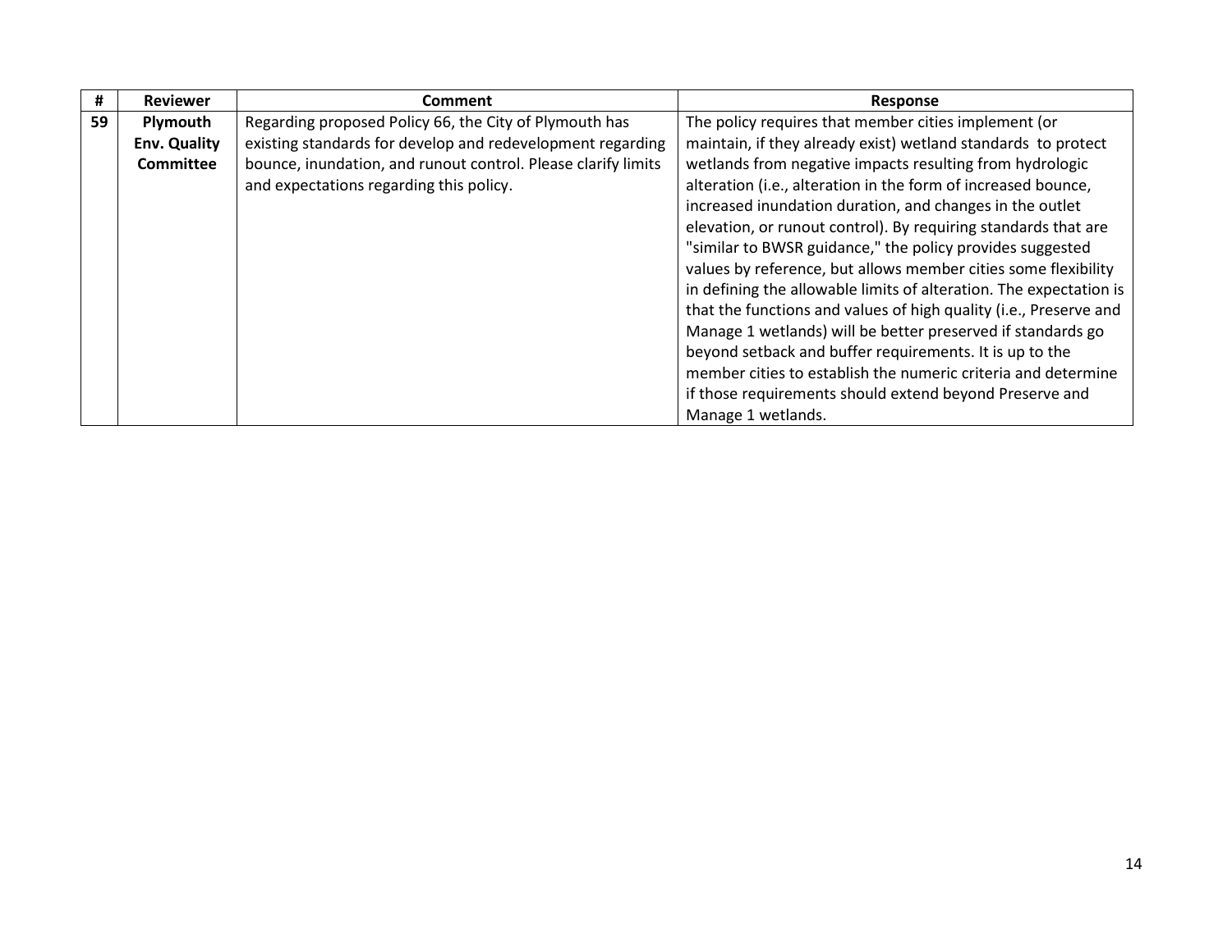| # | Reviewer | Comment | Response |
|---|---|---|---|
| 59 | Plymouth Env. Quality Committee | Regarding proposed Policy 66, the City of Plymouth has existing standards for develop and redevelopment regarding bounce, inundation, and runout control. Please clarify limits and expectations regarding this policy. | The policy requires that member cities implement (or maintain, if they already exist) wetland standards to protect wetlands from negative impacts resulting from hydrologic alteration (i.e., alteration in the form of increased bounce, increased inundation duration, and changes in the outlet elevation, or runout control). By requiring standards that are "similar to BWSR guidance," the policy provides suggested values by reference, but allows member cities some flexibility in defining the allowable limits of alteration. The expectation is that the functions and values of high quality (i.e., Preserve and Manage 1 wetlands) will be better preserved if standards go beyond setback and buffer requirements. It is up to the member cities to establish the numeric criteria and determine if those requirements should extend beyond Preserve and Manage 1 wetlands. |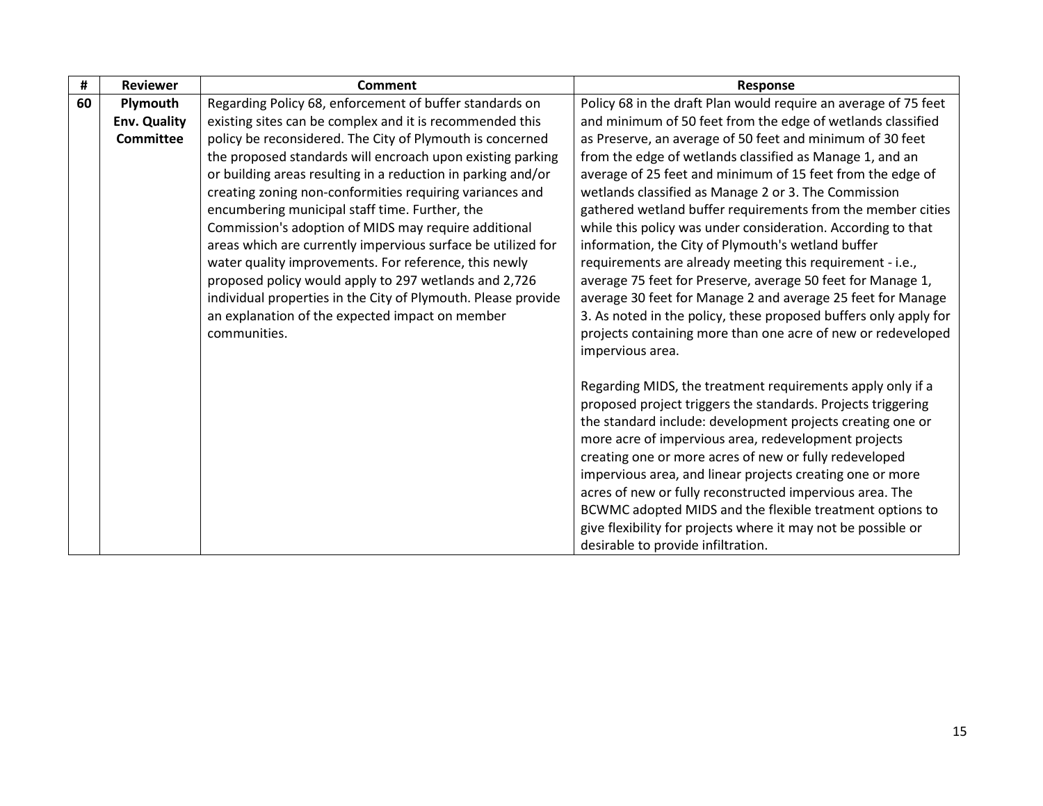| # | Reviewer | Comment | Response |
|---|---|---|---|
| **60** | **Plymouth Env. Quality Committee** | Regarding Policy 68, enforcement of buffer standards on existing sites can be complex and it is recommended this policy be reconsidered. The City of Plymouth is concerned the proposed standards will encroach upon existing parking or building areas resulting in a reduction in parking and/or creating zoning non-conformities requiring variances and encumbering municipal staff time. Further, the Commission's adoption of MIDS may require additional areas which are currently impervious surface be utilized for water quality improvements. For reference, this newly proposed policy would apply to 297 wetlands and 2,726 individual properties in the City of Plymouth. Please provide an explanation of the expected impact on member communities. | Policy 68 in the draft Plan would require an average of 75 feet and minimum of 50 feet from the edge of wetlands classified as Preserve, an average of 50 feet and minimum of 30 feet from the edge of wetlands classified as Manage 1, and an average of 25 feet and minimum of 15 feet from the edge of wetlands classified as Manage 2 or 3. The Commission gathered wetland buffer requirements from the member cities while this policy was under consideration. According to that information, the City of Plymouth's wetland buffer requirements are already meeting this requirement - i.e., average 75 feet for Preserve, average 50 feet for Manage 1, average 30 feet for Manage 2 and average 25 feet for Manage 3. As noted in the policy, these proposed buffers only apply for projects containing more than one acre of new or redeveloped impervious area.<br><br>Regarding MIDS, the treatment requirements apply only if a proposed project triggers the standards. Projects triggering the standard include: development projects creating one or more acre of impervious area, redevelopment projects creating one or more acres of new or fully redeveloped impervious area, and linear projects creating one or more acres of new or fully reconstructed impervious area. The BCWMC adopted MIDS and the flexible treatment options to give flexibility for projects where it may not be possible or desirable to provide infiltration. |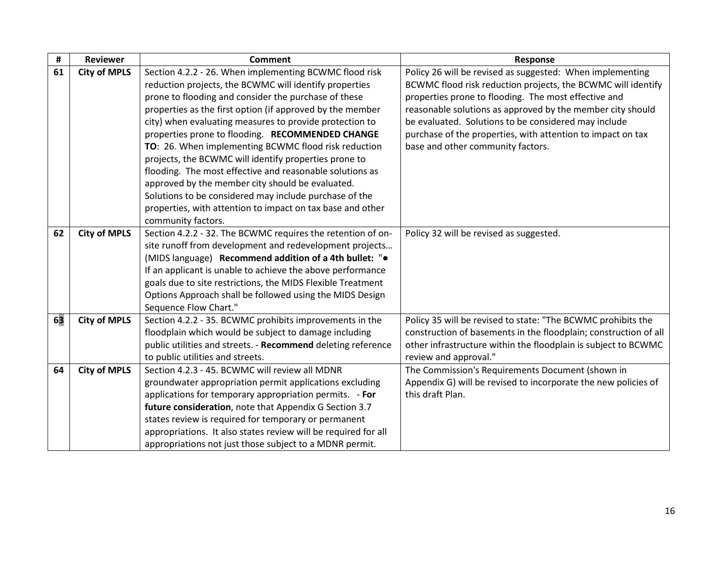| # | Reviewer | Comment | Response |
|---|---|---|---|
| 61 | **City of MPLS** | Section 4.2.2 - 26. When implementing BCWMC flood risk reduction projects, the BCWMC will identify properties prone to flooding and consider the purchase of these properties as the first option (if approved by the member city) when evaluating measures to provide protection to properties prone to flooding. **RECOMMENDED CHANGE TO**: 26. When implementing BCWMC flood risk reduction projects, the BCWMC will identify properties prone to flooding. The most effective and reasonable solutions as approved by the member city should be evaluated. Solutions to be considered may include purchase of the properties, with attention to impact on tax base and other community factors. | Policy 26 will be revised as suggested: When implementing BCWMC flood risk reduction projects, the BCWMC will identify properties prone to flooding. The most effective and reasonable solutions as approved by the member city should be evaluated. Solutions to be considered may include purchase of the properties, with attention to impact on tax base and other community factors. |
| 62 | **City of MPLS** | Section 4.2.2 - 32. The BCWMC requires the retention of on-site runoff from development and redevelopment projects… (MIDS language) **Recommend addition of a 4th bullet: "●** If an applicant is unable to achieve the above performance goals due to site restrictions, the MIDS Flexible Treatment Options Approach shall be followed using the MIDS Design Sequence Flow Chart." | Policy 32 will be revised as suggested. |
| 63 | **City of MPLS** | Section 4.2.2 - 35. BCWMC prohibits improvements in the floodplain which would be subject to damage including public utilities and streets. - **Recommend** deleting reference to public utilities and streets. | Policy 35 will be revised to state: "The BCWMC prohibits the construction of basements in the floodplain; construction of all other infrastructure within the floodplain is subject to BCWMC review and approval." |
| 64 | **City of MPLS** | Section 4.2.3 - 45. BCWMC will review all MDNR groundwater appropriation permit applications excluding applications for temporary appropriation permits. - **For future consideration**, note that Appendix G Section 3.7 states review is required for temporary or permanent appropriations. It also states review will be required for all appropriations not just those subject to a MDNR permit. | The Commission's Requirements Document (shown in Appendix G) will be revised to incorporate the new policies of this draft Plan. |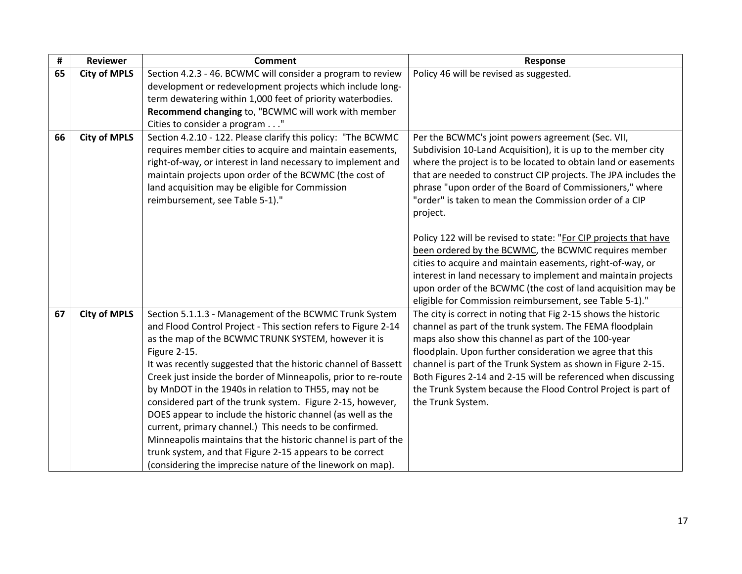| # | Reviewer | Comment | Response |
|---|---|---|---|
| **65** | **City of MPLS** | Section 4.2.3 - 46. BCWMC will consider a program to review development or redevelopment projects which include long-term dewatering within 1,000 feet of priority waterbodies. **Recommend changing** to, "BCWMC will work with member Cities to consider a program . . ." | Policy 46 will be revised as suggested. |
| **66** | **City of MPLS** | Section 4.2.10 - 122. Please clarify this policy: "The BCWMC requires member cities to acquire and maintain easements, right-of-way, or interest in land necessary to implement and maintain projects upon order of the BCWMC (the cost of land acquisition may be eligible for Commission reimbursement, see Table 5-1)." | Per the BCWMC's joint powers agreement (Sec. VII, Subdivision 10-Land Acquisition), it is up to the member city where the project is to be located to obtain land or easements that are needed to construct CIP projects. The JPA includes the phrase "upon order of the Board of Commissioners," where "order" is taken to mean the Commission order of a CIP project.<br><br>Policy 122 will be revised to state: "<u>For CIP projects that have been ordered by the BCWMC</u>, the BCWMC requires member cities to acquire and maintain easements, right-of-way, or interest in land necessary to implement and maintain projects upon order of the BCWMC (the cost of land acquisition may be eligible for Commission reimbursement, see Table 5-1)." |
| **67** | **City of MPLS** | Section 5.1.1.3 - Management of the BCWMC Trunk System and Flood Control Project - This section refers to Figure 2-14 as the map of the BCWMC TRUNK SYSTEM, however it is Figure 2-15.<br>It was recently suggested that the historic channel of Bassett Creek just inside the border of Minneapolis, prior to re-route by MnDOT in the 1940s in relation to TH55, may not be considered part of the trunk system. Figure 2-15, however, DOES appear to include the historic channel (as well as the current, primary channel.) This needs to be confirmed. Minneapolis maintains that the historic channel is part of the trunk system, and that Figure 2-15 appears to be correct (considering the imprecise nature of the linework on map). | The city is correct in noting that Fig 2-15 shows the historic channel as part of the trunk system. The FEMA floodplain maps also show this channel as part of the 100-year floodplain. Upon further consideration we agree that this channel is part of the Trunk System as shown in Figure 2-15. Both Figures 2-14 and 2-15 will be referenced when discussing the Trunk System because the Flood Control Project is part of the Trunk System. |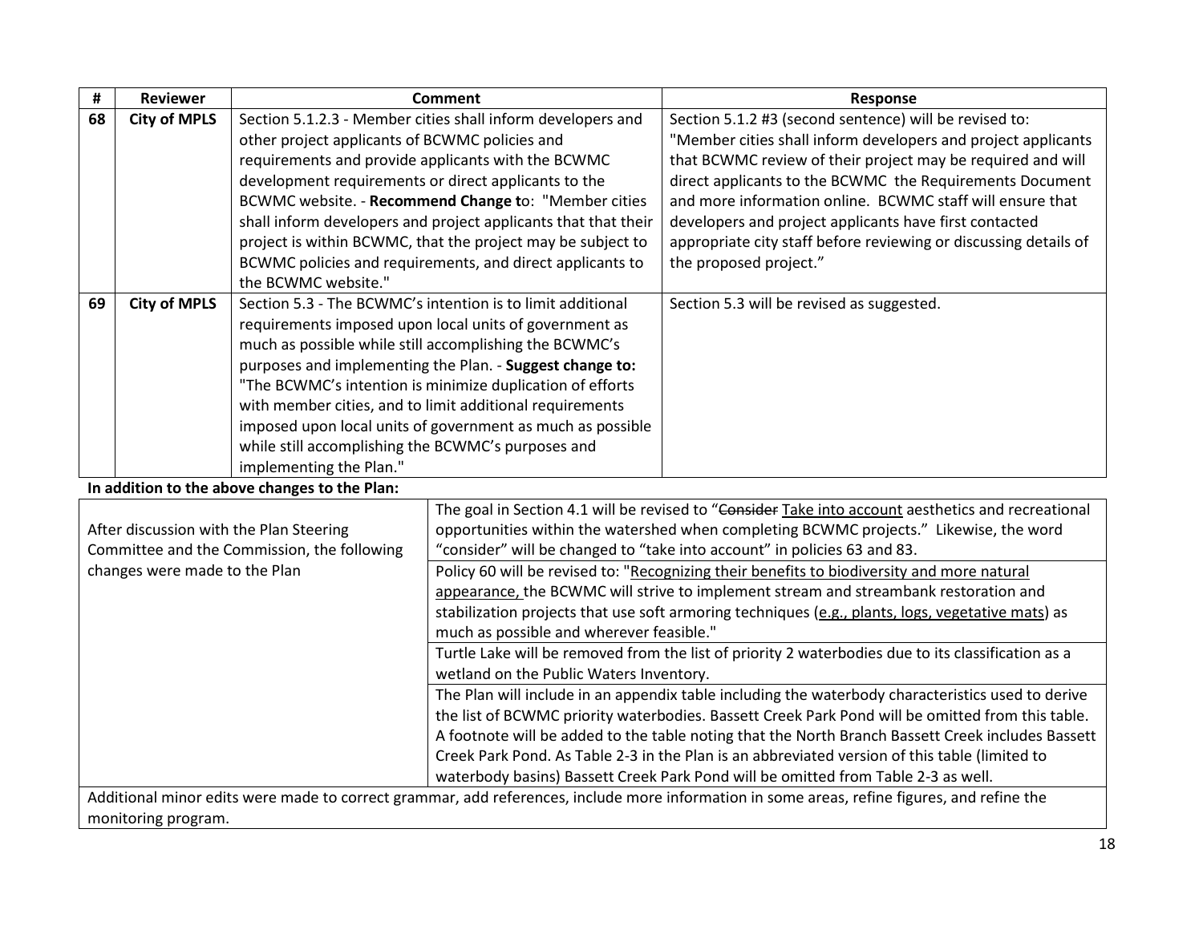| # | Reviewer | Comment | Response |
|---|---|---|---|
| 68 | **City of MPLS** | Section 5.1.2.3 - Member cities shall inform developers and other project applicants of BCWMC policies and requirements and provide applicants with the BCWMC development requirements or direct applicants to the BCWMC website. - **Recommend Change t**o: "Member cities shall inform developers and project applicants that that their project is within BCWMC, that the project may be subject to BCWMC policies and requirements, and direct applicants to the BCWMC website." | Section 5.1.2 #3 (second sentence) will be revised to: "Member cities shall inform developers and project applicants that BCWMC review of their project may be required and will direct applicants to the BCWMC the Requirements Document and more information online. BCWMC staff will ensure that developers and project applicants have first contacted appropriate city staff before reviewing or discussing details of the proposed project." |
| 69 | **City of MPLS** | Section 5.3 - The BCWMC's intention is to limit additional requirements imposed upon local units of government as much as possible while still accomplishing the BCWMC's purposes and implementing the Plan. - **Suggest change to:** "The BCWMC's intention is minimize duplication of efforts with member cities, and to limit additional requirements imposed upon local units of government as much as possible while still accomplishing the BCWMC's purposes and implementing the Plan." | Section 5.3 will be revised as suggested. |

**In addition to the above changes to the Plan:**

| | |
|---|---|
| After discussion with the Plan Steering Committee and the Commission, the following changes were made to the Plan | The goal in Section 4.1 will be revised to "~~Consider~~ Take into account aesthetics and recreational opportunities within the watershed when completing BCWMC projects." Likewise, the word "consider" will be changed to "take into account" in policies 63 and 83. |
| | Policy 60 will be revised to: "Recognizing their benefits to biodiversity and more natural appearance, the BCWMC will strive to implement stream and streambank restoration and stabilization projects that use soft armoring techniques (e.g., plants, logs, vegetative mats) as much as possible and wherever feasible." |
| | Turtle Lake will be removed from the list of priority 2 waterbodies due to its classification as a wetland on the Public Waters Inventory. |
| | The Plan will include in an appendix table including the waterbody characteristics used to derive the list of BCWMC priority waterbodies. Bassett Creek Park Pond will be omitted from this table. A footnote will be added to the table noting that the North Branch Bassett Creek includes Bassett Creek Park Pond. As Table 2-3 in the Plan is an abbreviated version of this table (limited to waterbody basins) Bassett Creek Park Pond will be omitted from Table 2-3 as well. |
| Additional minor edits were made to correct grammar, add references, include more information in some areas, refine figures, and refine the monitoring program. | |